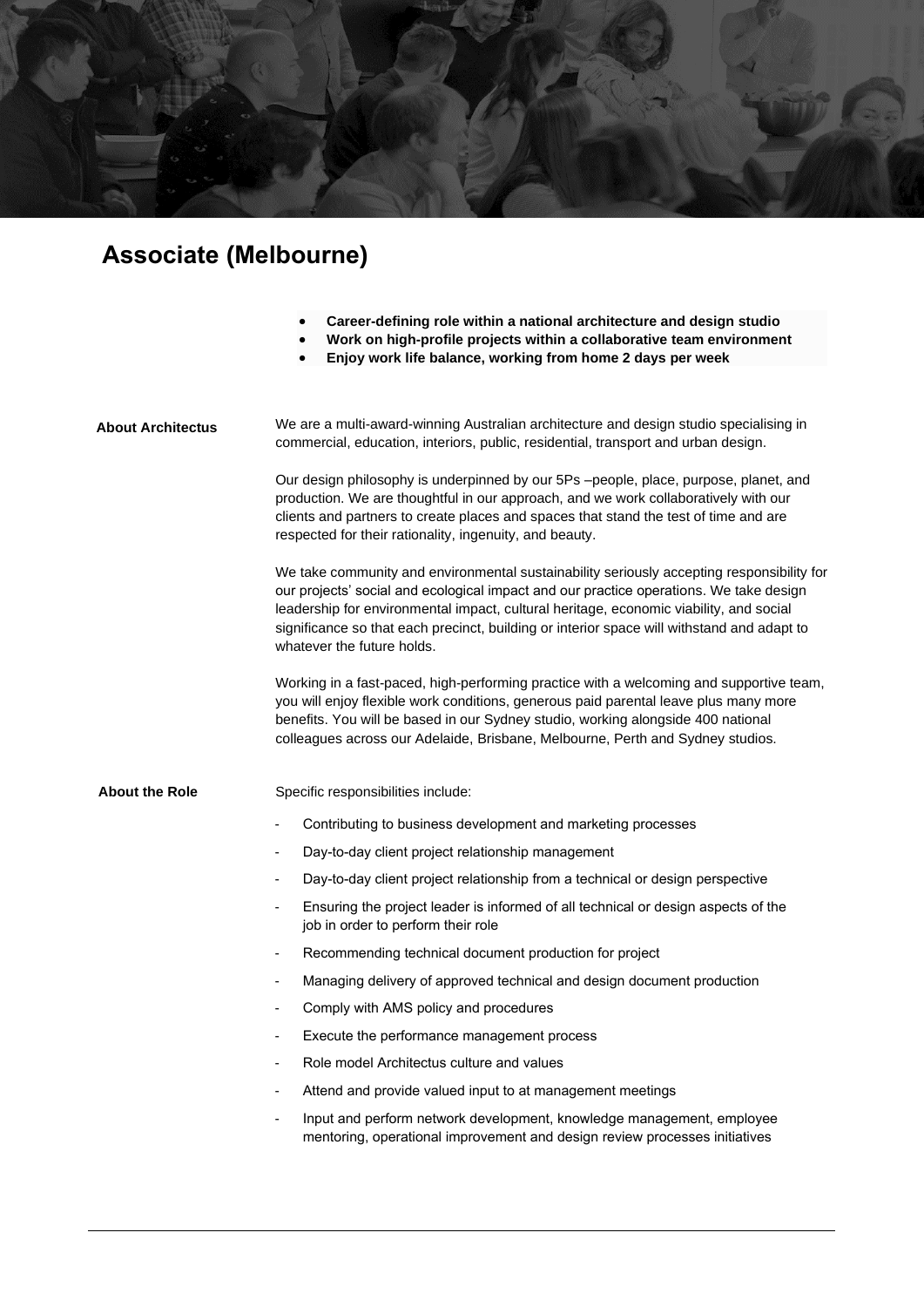# Associate (Melbourne)

- **Career-defining role within a national architecture and design studio**
- **Work on high-profile projects within a collaborative team environment**
- **Enjoy work life balance, working from home 2 days per week**

## About Architectus

We are a multi-award-winning Australian architecture and design studio specialising in commercial, education, interiors, public, residential, transport and urban design.

Our design philosophy is underpinned by our 5Ps –people, place, purpose, planet, and production. We are thoughtful in our approach, and we work collaboratively with our clients and partners to create places and spaces that stand the test of time and are respected for their rationality, ingenuity, and beauty.

We take community and environmental sustainability seriously accepting responsibility for our projects' social and ecological impact and our practice operations. We take design leadership for environmental impact, cultural heritage, economic viability, and social significance so that each precinct, building or interior space will withstand and adapt to whatever the future holds.

Working in a fast-paced, high-performing practice with a welcoming and supportive team, you will enjoy flexible work conditions, generous paid parental leave plus many more benefits. You will be based in our Sydney studio, working alongside 400 national colleagues across our Adelaide, Brisbane, Melbourne, Perth and Sydney studios.

## About the Role

Specific responsibilities include:

- Contributing to business development and marketing processes
- Day-to-day client project relationship management
- Day-to-day client project relationship from a technical or design perspective
- Ensuring the project leader is informed of all technical or design aspects of the job in order to perform their role
- Recommending technical document production for project
- Managing delivery of approved technical and design document production
- Comply with AMS policy and procedures
- Execute the performance management process
- Role model Architectus culture and values
- Attend and provide valued input to at management meetings
- Input and perform network development, knowledge management, employee mentoring, operational improvement and design review processes initiatives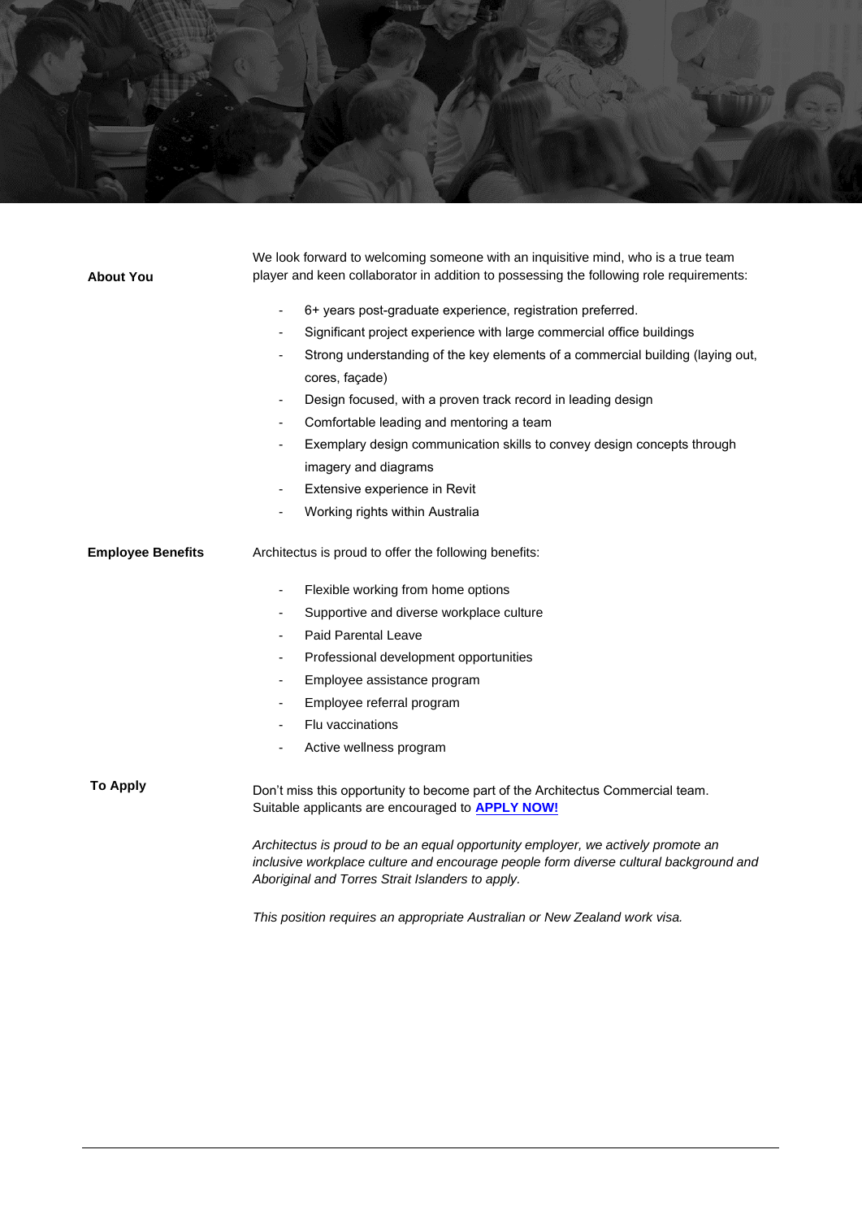**About You**

We look forward to welcoming someone with an inquisitive mind, who is a true team player and keen collaborator in addition to possessing the following role requirements:

- 6+ years post-graduate experience, registration preferred.
- Significant project experience with large commercial office buildings
- Strong understanding of the key elements of a commercial building (laying out, cores, façade)
- Design focused, with a proven track record in leading design
- Comfortable leading and mentoring a team
- Exemplary design communication skills to convey design concepts through imagery and diagrams
- Extensive experience in Revit
- Working rights within Australia

**Employee Benefits**

Architectus is proud to offer the following benefits:

- Flexible working from home options
- Supportive and diverse workplace culture
- Paid Parental Leave
- Professional development opportunities
- Employee assistance program
- Employee referral program
- Flu vaccinations
- Active wellness program

**To Apply**

Don't miss this opportunity to become part of the Architectus Commercial team. Suitable applicants are encouraged to **APPLY NOW!**

*Architectus is proud to be an equal opportunity employer, we actively promote an inclusive workplace culture and encourage people form diverse cultural background and Aboriginal and Torres Strait Islanders to apply.*

*This position requires an appropriate Australian or New Zealand work visa.*